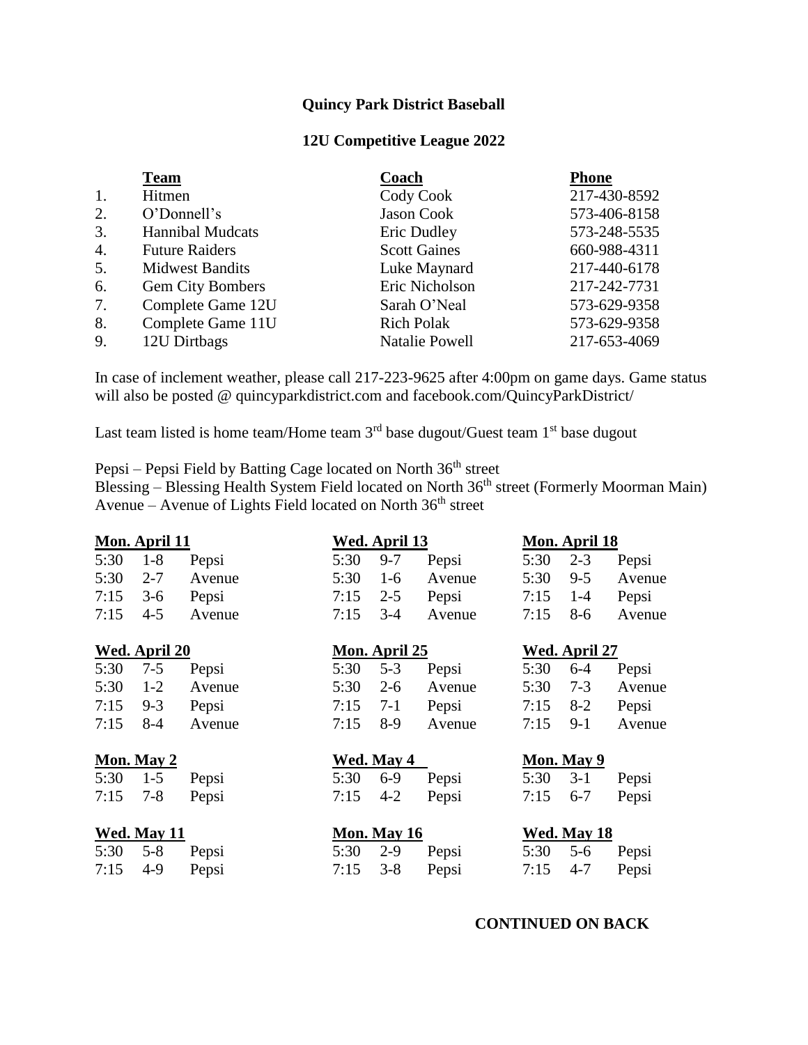**Quincy Park District Baseball**

**12U Competitive League 2022**

| | **Team** | **Coach** | **Phone** |
|---|---|---|---|
| 1. | Hitmen | Cody Cook | 217-430-8592 |
| 2. | O'Donnell's | Jason Cook | 573-406-8158 |
| 3. | Hannibal Mudcats | Eric Dudley | 573-248-5535 |
| 4. | Future Raiders | Scott Gaines | 660-988-4311 |
| 5. | Midwest Bandits | Luke Maynard | 217-440-6178 |
| 6. | Gem City Bombers | Eric Nicholson | 217-242-7731 |
| 7. | Complete Game 12U | Sarah O'Neal | 573-629-9358 |
| 8. | Complete Game 11U | Rich Polak | 573-629-9358 |
| 9. | 12U Dirtbags | Natalie Powell | 217-653-4069 |

In case of inclement weather, please call 217-223-9625 after 4:00pm on game days. Game status will also be posted @ quincyparkdistrict.com and facebook.com/QuincyParkDistrict/

Last team listed is home team/Home team 3rd base dugout/Guest team 1st base dugout

Pepsi – Pepsi Field by Batting Cage located on North 36th street
Blessing – Blessing Health System Field located on North 36th street (Formerly Moorman Main)
Avenue – Avenue of Lights Field located on North 36th street

**Mon. April 11**

| | | |
|---|---|---|
| 5:30 | 1-8 | Pepsi |
| 5:30 | 2-7 | Avenue |
| 7:15 | 3-6 | Pepsi |
| 7:15 | 4-5 | Avenue |

**Wed. April 13**

| | | |
|---|---|---|
| 5:30 | 9-7 | Pepsi |
| 5:30 | 1-6 | Avenue |
| 7:15 | 2-5 | Pepsi |
| 7:15 | 3-4 | Avenue |

**Mon. April 18**

| | | |
|---|---|---|
| 5:30 | 2-3 | Pepsi |
| 5:30 | 9-5 | Avenue |
| 7:15 | 1-4 | Pepsi |
| 7:15 | 8-6 | Avenue |

**Wed. April 20**

| | | |
|---|---|---|
| 5:30 | 7-5 | Pepsi |
| 5:30 | 1-2 | Avenue |
| 7:15 | 9-3 | Pepsi |
| 7:15 | 8-4 | Avenue |

**Mon. April 25**

| | | |
|---|---|---|
| 5:30 | 5-3 | Pepsi |
| 5:30 | 2-6 | Avenue |
| 7:15 | 7-1 | Pepsi |
| 7:15 | 8-9 | Avenue |

**Wed. April 27**

| | | |
|---|---|---|
| 5:30 | 6-4 | Pepsi |
| 5:30 | 7-3 | Avenue |
| 7:15 | 8-2 | Pepsi |
| 7:15 | 9-1 | Avenue |

**Mon. May 2**

| | | |
|---|---|---|
| 5:30 | 1-5 | Pepsi |
| 7:15 | 7-8 | Pepsi |

**Wed. May 4**

| | | |
|---|---|---|
| 5:30 | 6-9 | Pepsi |
| 7:15 | 4-2 | Pepsi |

**Mon. May 9**

| | | |
|---|---|---|
| 5:30 | 3-1 | Pepsi |
| 7:15 | 6-7 | Pepsi |

**Wed. May 11**

| | | |
|---|---|---|
| 5:30 | 5-8 | Pepsi |
| 7:15 | 4-9 | Pepsi |

**Mon. May 16**

| | | |
|---|---|---|
| 5:30 | 2-9 | Pepsi |
| 7:15 | 3-8 | Pepsi |

**Wed. May 18**

| | | |
|---|---|---|
| 5:30 | 5-6 | Pepsi |
| 7:15 | 4-7 | Pepsi |

**CONTINUED ON BACK**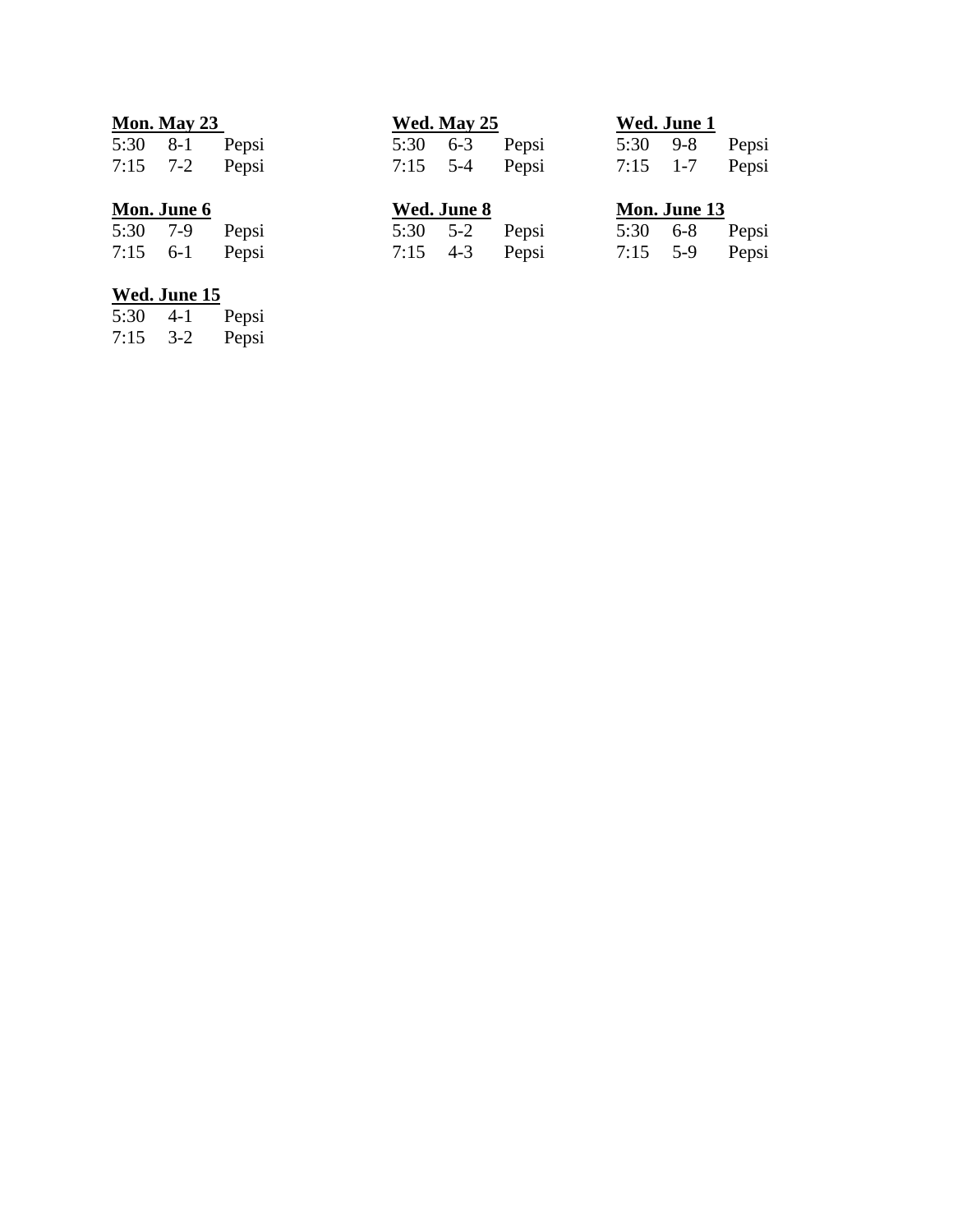**Mon. May 23**

| | | |
|---|---|---|
| 5:30 | 8-1 | Pepsi |
| 7:15 | 7-2 | Pepsi |

**Wed. May 25**

| | | |
|---|---|---|
| 5:30 | 6-3 | Pepsi |
| 7:15 | 5-4 | Pepsi |

**Wed. June 1**

| | | |
|---|---|---|
| 5:30 | 9-8 | Pepsi |
| 7:15 | 1-7 | Pepsi |

**Mon. June 6**

| | | |
|---|---|---|
| 5:30 | 7-9 | Pepsi |
| 7:15 | 6-1 | Pepsi |

**Wed. June 8**

| | | |
|---|---|---|
| 5:30 | 5-2 | Pepsi |
| 7:15 | 4-3 | Pepsi |

**Mon. June 13**

| | | |
|---|---|---|
| 5:30 | 6-8 | Pepsi |
| 7:15 | 5-9 | Pepsi |

**Wed. June 15**

| | | |
|---|---|---|
| 5:30 | 4-1 | Pepsi |
| 7:15 | 3-2 | Pepsi |